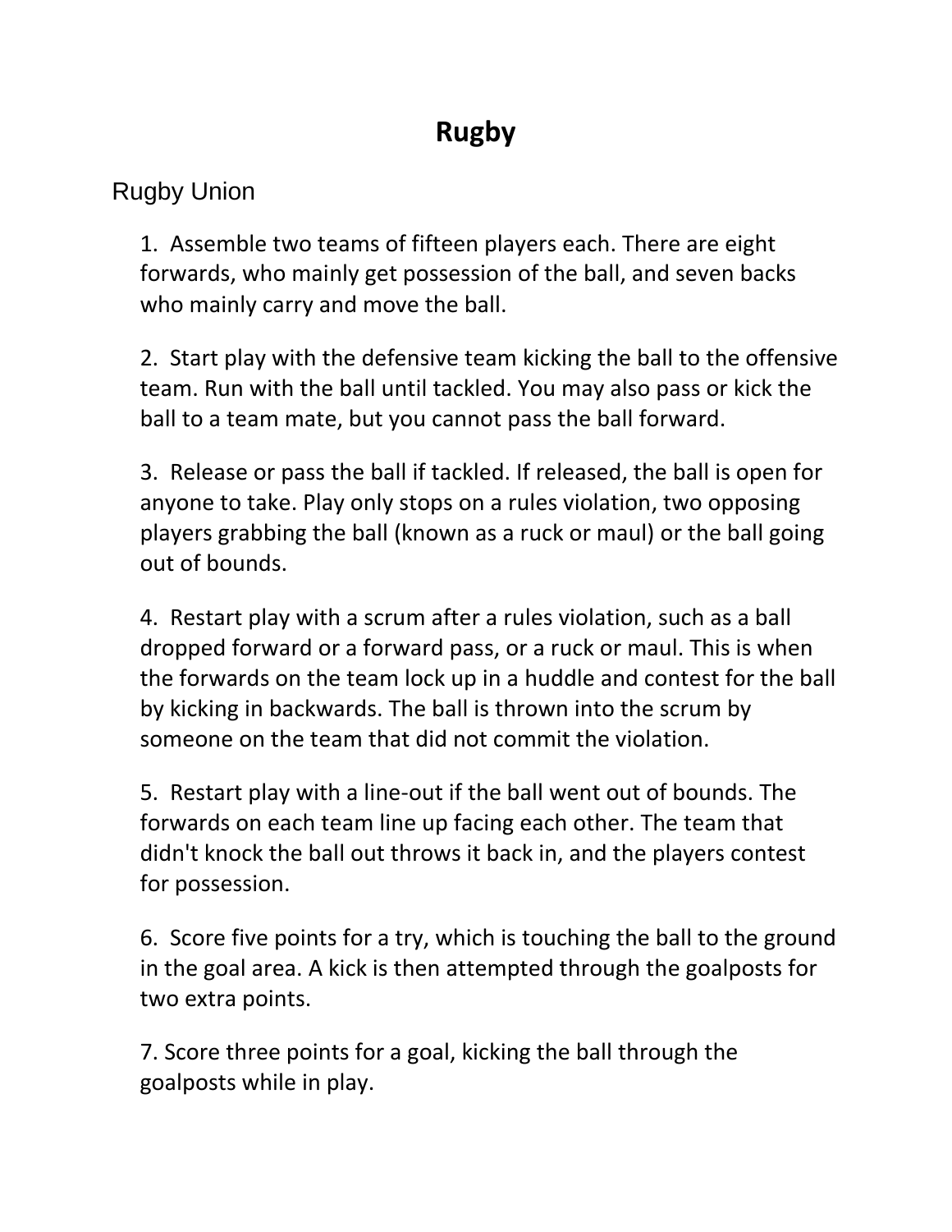# Rugby

## Rugby Union

1. Assemble two teams of fifteen players each. There are eight forwards, who mainly get possession of the ball, and seven backs who mainly carry and move the ball.

2. Start play with the defensive team kicking the ball to the offensive team. Run with the ball until tackled. You may also pass or kick the ball to a team mate, but you cannot pass the ball forward.

3. Release or pass the ball if tackled. If released, the ball is open for anyone to take. Play only stops on a rules violation, two opposing players grabbing the ball (known as a ruck or maul) or the ball going out of bounds.

4. Restart play with a scrum after a rules violation, such as a ball dropped forward or a forward pass, or a ruck or maul. This is when the forwards on the team lock up in a huddle and contest for the ball by kicking in backwards. The ball is thrown into the scrum by someone on the team that did not commit the violation.

5. Restart play with a line-out if the ball went out of bounds. The forwards on each team line up facing each other. The team that didn't knock the ball out throws it back in, and the players contest for possession.

6. Score five points for a try, which is touching the ball to the ground in the goal area. A kick is then attempted through the goalposts for two extra points.

7. Score three points for a goal, kicking the ball through the goalposts while in play.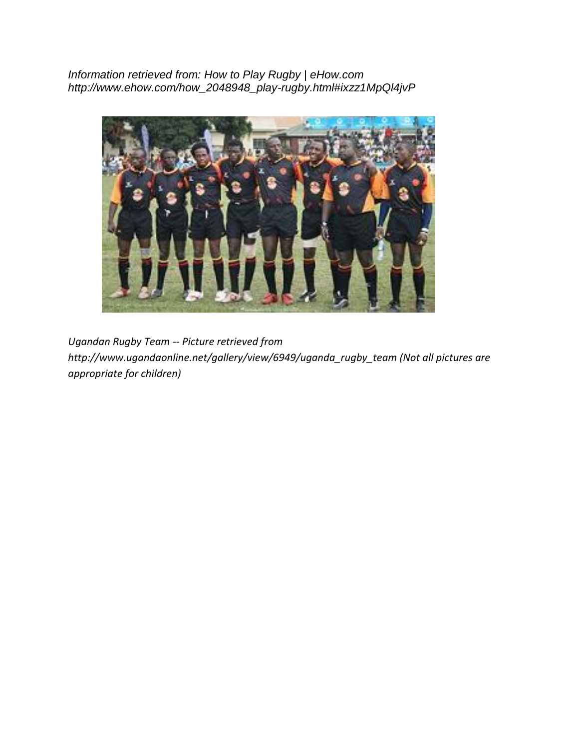*Information retrieved from: How to Play Rugby | eHow.com*
*http://www.ehow.com/how_2048948_play-rugby.html#ixzz1MpQl4jvP*

*Ugandan Rugby Team -- Picture retrieved from http://www.ugandaonline.net/gallery/view/6949/uganda_rugby_team (Not all pictures are appropriate for children)*